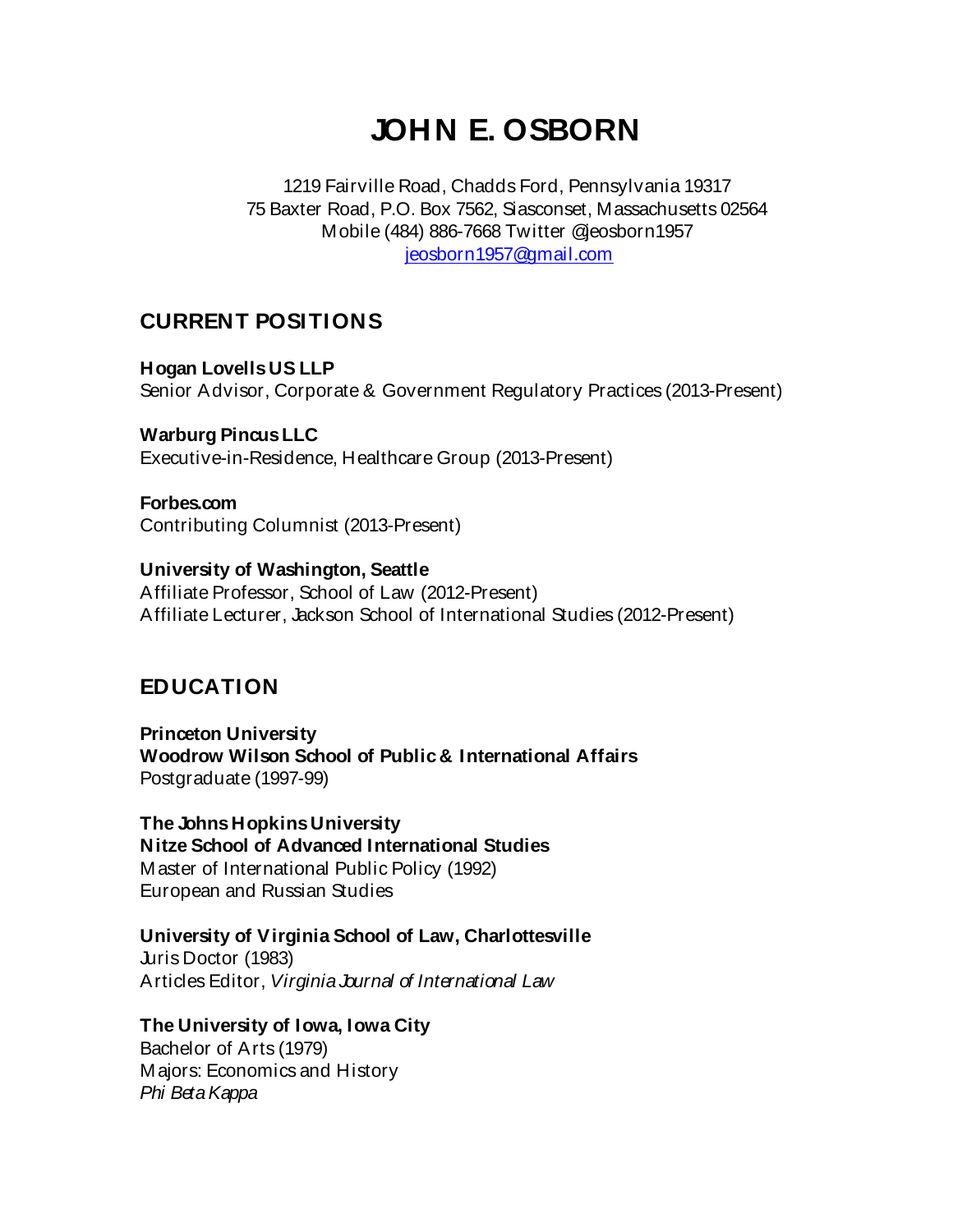# JOHN E. OSBORN

1219 Fairville Road, Chadds Ford, Pennsylvania 19317
75 Baxter Road, P.O. Box 7562, Siasconset, Massachusetts 02564
Mobile (484) 886-7668 Twitter @jeosborn1957
jeosborn1957@gmail.com

## CURRENT POSITIONS

**Hogan Lovells US LLP**
Senior Advisor, Corporate & Government Regulatory Practices (2013-Present)

**Warburg Pincus LLC**
Executive-in-Residence, Healthcare Group (2013-Present)

**Forbes.com**
Contributing Columnist (2013-Present)

**University of Washington, Seattle**
Affiliate Professor, School of Law (2012-Present)
Affiliate Lecturer, Jackson School of International Studies (2012-Present)

## EDUCATION

**Princeton University**
**Woodrow Wilson School of Public & International Affairs**
Postgraduate (1997-99)

**The Johns Hopkins University**
**Nitze School of Advanced International Studies**
Master of International Public Policy (1992)
European and Russian Studies

**University of Virginia School of Law, Charlottesville**
Juris Doctor (1983)
Articles Editor, *Virginia Journal of International Law*

**The University of Iowa, Iowa City**
Bachelor of Arts (1979)
Majors: Economics and History
*Phi Beta Kappa*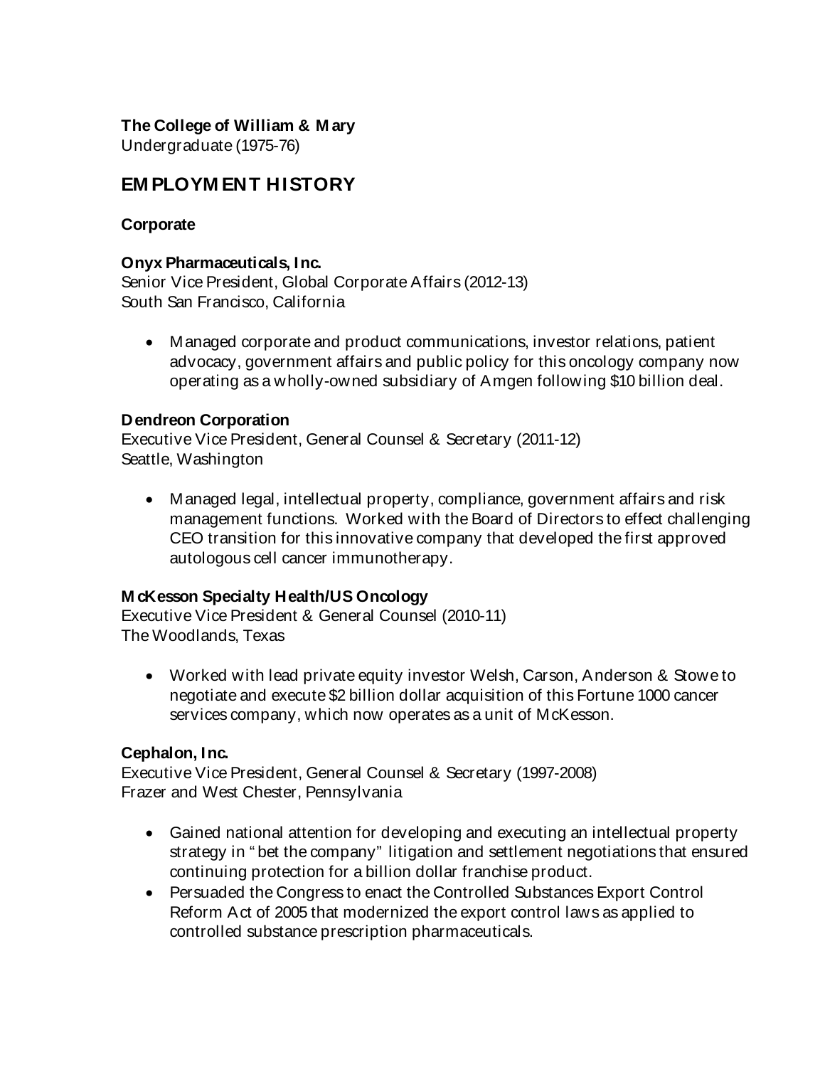**The College of William & Mary**
Undergraduate (1975-76)

## EMPLOYMENT HISTORY

### Corporate

**Onyx Pharmaceuticals, Inc.**
Senior Vice President, Global Corporate Affairs (2012-13)
South San Francisco, California

- Managed corporate and product communications, investor relations, patient advocacy, government affairs and public policy for this oncology company now operating as a wholly-owned subsidiary of Amgen following $10 billion deal.

**Dendreon Corporation**
Executive Vice President, General Counsel & Secretary (2011-12)
Seattle, Washington

- Managed legal, intellectual property, compliance, government affairs and risk management functions. Worked with the Board of Directors to effect challenging CEO transition for this innovative company that developed the first approved autologous cell cancer immunotherapy.

**McKesson Specialty Health/US Oncology**
Executive Vice President & General Counsel (2010-11)
The Woodlands, Texas

- Worked with lead private equity investor Welsh, Carson, Anderson & Stowe to negotiate and execute $2 billion dollar acquisition of this Fortune 1000 cancer services company, which now operates as a unit of McKesson.

**Cephalon, Inc.**
Executive Vice President, General Counsel & Secretary (1997-2008)
Frazer and West Chester, Pennsylvania

- Gained national attention for developing and executing an intellectual property strategy in "bet the company" litigation and settlement negotiations that ensured continuing protection for a billion dollar franchise product.
- Persuaded the Congress to enact the Controlled Substances Export Control Reform Act of 2005 that modernized the export control laws as applied to controlled substance prescription pharmaceuticals.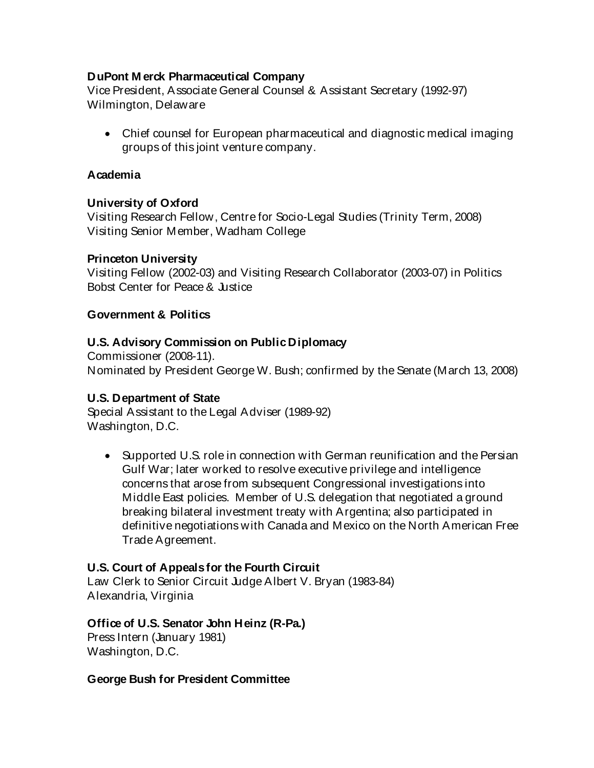**DuPont Merck Pharmaceutical Company**
Vice President, Associate General Counsel & Assistant Secretary (1992-97)
Wilmington, Delaware

- Chief counsel for European pharmaceutical and diagnostic medical imaging groups of this joint venture company.

**Academia**

**University of Oxford**
Visiting Research Fellow, Centre for Socio-Legal Studies (Trinity Term, 2008)
Visiting Senior Member, Wadham College

**Princeton University**
Visiting Fellow (2002-03) and Visiting Research Collaborator (2003-07) in Politics
Bobst Center for Peace & Justice

**Government & Politics**

**U.S. Advisory Commission on Public Diplomacy**
Commissioner (2008-11).
Nominated by President George W. Bush; confirmed by the Senate (March 13, 2008)

**U.S. Department of State**
Special Assistant to the Legal Adviser (1989-92)
Washington, D.C.

- Supported U.S. role in connection with German reunification and the Persian Gulf War; later worked to resolve executive privilege and intelligence concerns that arose from subsequent Congressional investigations into Middle East policies. Member of U.S. delegation that negotiated a ground breaking bilateral investment treaty with Argentina; also participated in definitive negotiations with Canada and Mexico on the North American Free Trade Agreement.

**U.S. Court of Appeals for the Fourth Circuit**
Law Clerk to Senior Circuit Judge Albert V. Bryan (1983-84)
Alexandria, Virginia

**Office of U.S. Senator John Heinz (R-Pa.)**
Press Intern (January 1981)
Washington, D.C.

**George Bush for President Committee**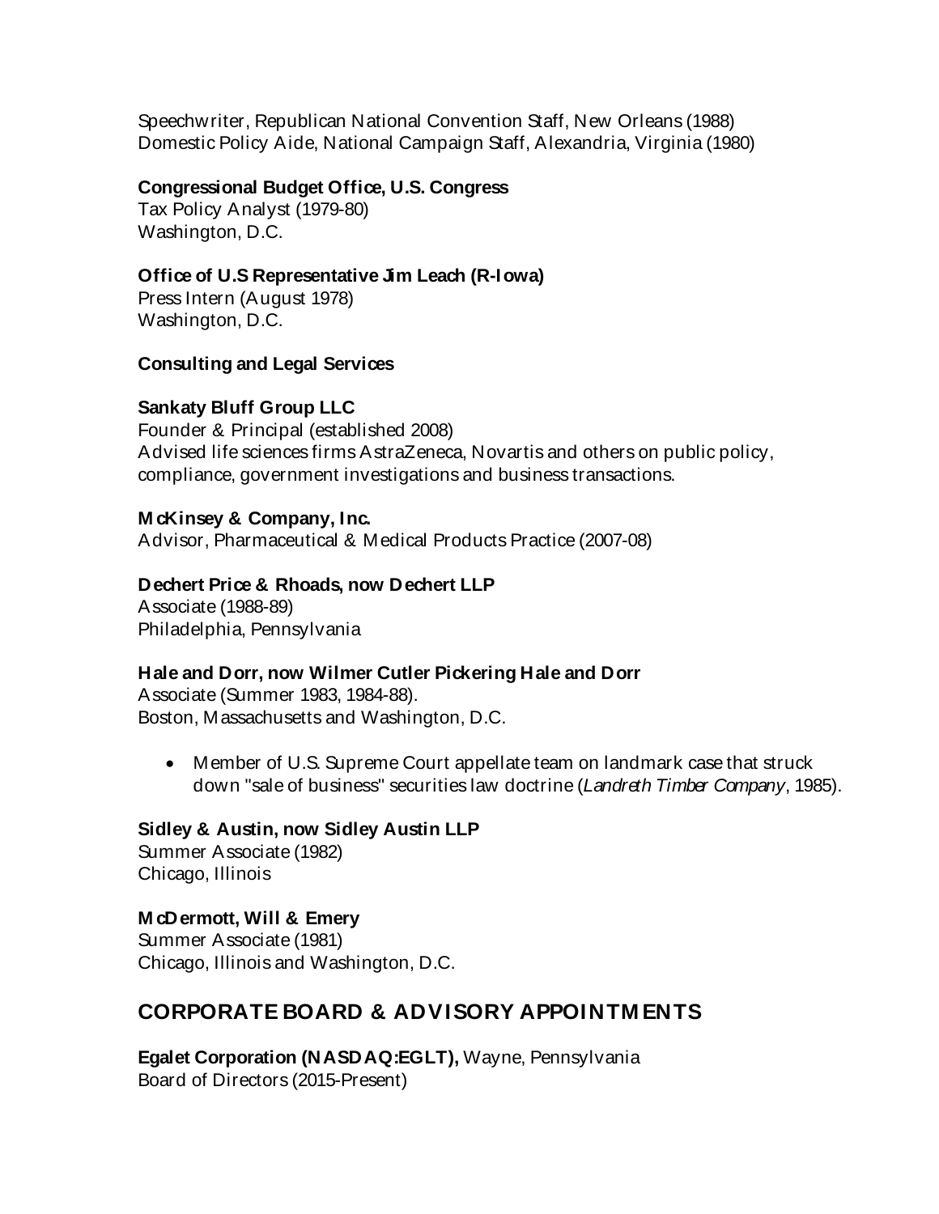Speechwriter, Republican National Convention Staff, New Orleans (1988)
Domestic Policy Aide, National Campaign Staff, Alexandria, Virginia (1980)

**Congressional Budget Office, U.S. Congress**
Tax Policy Analyst (1979-80)
Washington, D.C.

**Office of U.S Representative Jim Leach (R-Iowa)**
Press Intern (August 1978)
Washington, D.C.

**Consulting and Legal Services**

**Sankaty Bluff Group LLC**
Founder & Principal (established 2008)
Advised life sciences firms AstraZeneca, Novartis and others on public policy, compliance, government investigations and business transactions.

**McKinsey & Company, Inc.**
Advisor, Pharmaceutical & Medical Products Practice (2007-08)

**Dechert Price & Rhoads, now Dechert LLP**
Associate (1988-89)
Philadelphia, Pennsylvania

**Hale and Dorr, now Wilmer Cutler Pickering Hale and Dorr**
Associate (Summer 1983, 1984-88).
Boston, Massachusetts and Washington, D.C.

- Member of U.S. Supreme Court appellate team on landmark case that struck down "sale of business" securities law doctrine (*Landreth Timber Company*, 1985).

**Sidley & Austin, now Sidley Austin LLP**
Summer Associate (1982)
Chicago, Illinois

**McDermott, Will & Emery**
Summer Associate (1981)
Chicago, Illinois and Washington, D.C.

## CORPORATE BOARD & ADVISORY APPOINTMENTS

**Egalet Corporation (NASDAQ:EGLT),** Wayne, Pennsylvania
Board of Directors (2015-Present)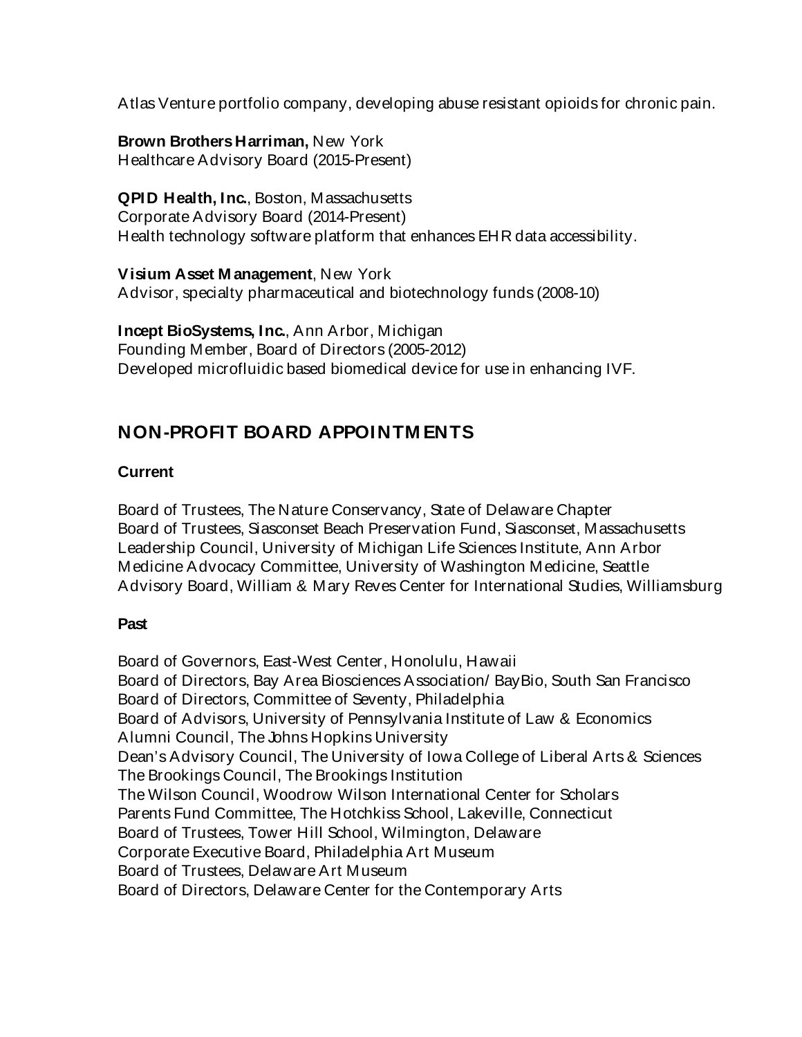Atlas Venture portfolio company, developing abuse resistant opioids for chronic pain.

**Brown Brothers Harriman,** New York
Healthcare Advisory Board (2015-Present)

**QPID Health, Inc.**, Boston, Massachusetts
Corporate Advisory Board (2014-Present)
Health technology software platform that enhances EHR data accessibility.

**Visium Asset Management**, New York
Advisor, specialty pharmaceutical and biotechnology funds (2008-10)

**Incept BioSystems, Inc.**, Ann Arbor, Michigan
Founding Member, Board of Directors (2005-2012)
Developed microfluidic based biomedical device for use in enhancing IVF.

## NON-PROFIT BOARD APPOINTMENTS

### Current

Board of Trustees, The Nature Conservancy, State of Delaware Chapter
Board of Trustees, Siasconset Beach Preservation Fund, Siasconset, Massachusetts
Leadership Council, University of Michigan Life Sciences Institute, Ann Arbor
Medicine Advocacy Committee, University of Washington Medicine, Seattle
Advisory Board, William & Mary Reves Center for International Studies, Williamsburg

### Past

Board of Governors, East-West Center, Honolulu, Hawaii
Board of Directors, Bay Area Biosciences Association/ BayBio, South San Francisco
Board of Directors, Committee of Seventy, Philadelphia
Board of Advisors, University of Pennsylvania Institute of Law & Economics
Alumni Council, The Johns Hopkins University
Dean's Advisory Council, The University of Iowa College of Liberal Arts & Sciences
The Brookings Council, The Brookings Institution
The Wilson Council, Woodrow Wilson International Center for Scholars
Parents Fund Committee, The Hotchkiss School, Lakeville, Connecticut
Board of Trustees, Tower Hill School, Wilmington, Delaware
Corporate Executive Board, Philadelphia Art Museum
Board of Trustees, Delaware Art Museum
Board of Directors, Delaware Center for the Contemporary Arts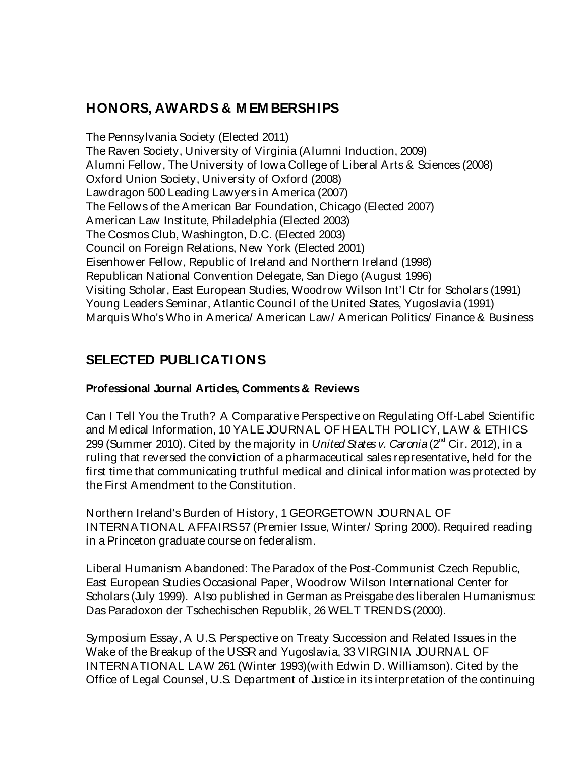## HONORS, AWARDS & MEMBERSHIPS

The Pennsylvania Society (Elected 2011)
The Raven Society, University of Virginia (Alumni Induction, 2009)
Alumni Fellow, The University of Iowa College of Liberal Arts & Sciences (2008)
Oxford Union Society, University of Oxford (2008)
Lawdragon 500 Leading Lawyers in America (2007)
The Fellows of the American Bar Foundation, Chicago (Elected 2007)
American Law Institute, Philadelphia (Elected 2003)
The Cosmos Club, Washington, D.C. (Elected 2003)
Council on Foreign Relations, New York (Elected 2001)
Eisenhower Fellow, Republic of Ireland and Northern Ireland (1998)
Republican National Convention Delegate, San Diego (August 1996)
Visiting Scholar, East European Studies, Woodrow Wilson Int'l Ctr for Scholars (1991)
Young Leaders Seminar, Atlantic Council of the United States, Yugoslavia (1991)
Marquis Who's Who in America/ American Law/ American Politics/ Finance & Business

## SELECTED PUBLICATIONS

**Professional Journal Articles, Comments & Reviews**

Can I Tell You the Truth? A Comparative Perspective on Regulating Off-Label Scientific and Medical Information, 10 YALE JOURNAL OF HEALTH POLICY, LAW & ETHICS 299 (Summer 2010). Cited by the majority in *United States v. Caronia* (2nd Cir. 2012), in a ruling that reversed the conviction of a pharmaceutical sales representative, held for the first time that communicating truthful medical and clinical information was protected by the First Amendment to the Constitution.

Northern Ireland's Burden of History, 1 GEORGETOWN JOURNAL OF INTERNATIONAL AFFAIRS 57 (Premier Issue, Winter/ Spring 2000). Required reading in a Princeton graduate course on federalism.

Liberal Humanism Abandoned: The Paradox of the Post-Communist Czech Republic, East European Studies Occasional Paper, Woodrow Wilson International Center for Scholars (July 1999). Also published in German as Preisgabe des liberalen Humanismus: Das Paradoxon der Tschechischen Republik, 26 WELT TRENDS (2000).

Symposium Essay, A U.S. Perspective on Treaty Succession and Related Issues in the Wake of the Breakup of the USSR and Yugoslavia, 33 VIRGINIA JOURNAL OF INTERNATIONAL LAW 261 (Winter 1993)(with Edwin D. Williamson). Cited by the Office of Legal Counsel, U.S. Department of Justice in its interpretation of the continuing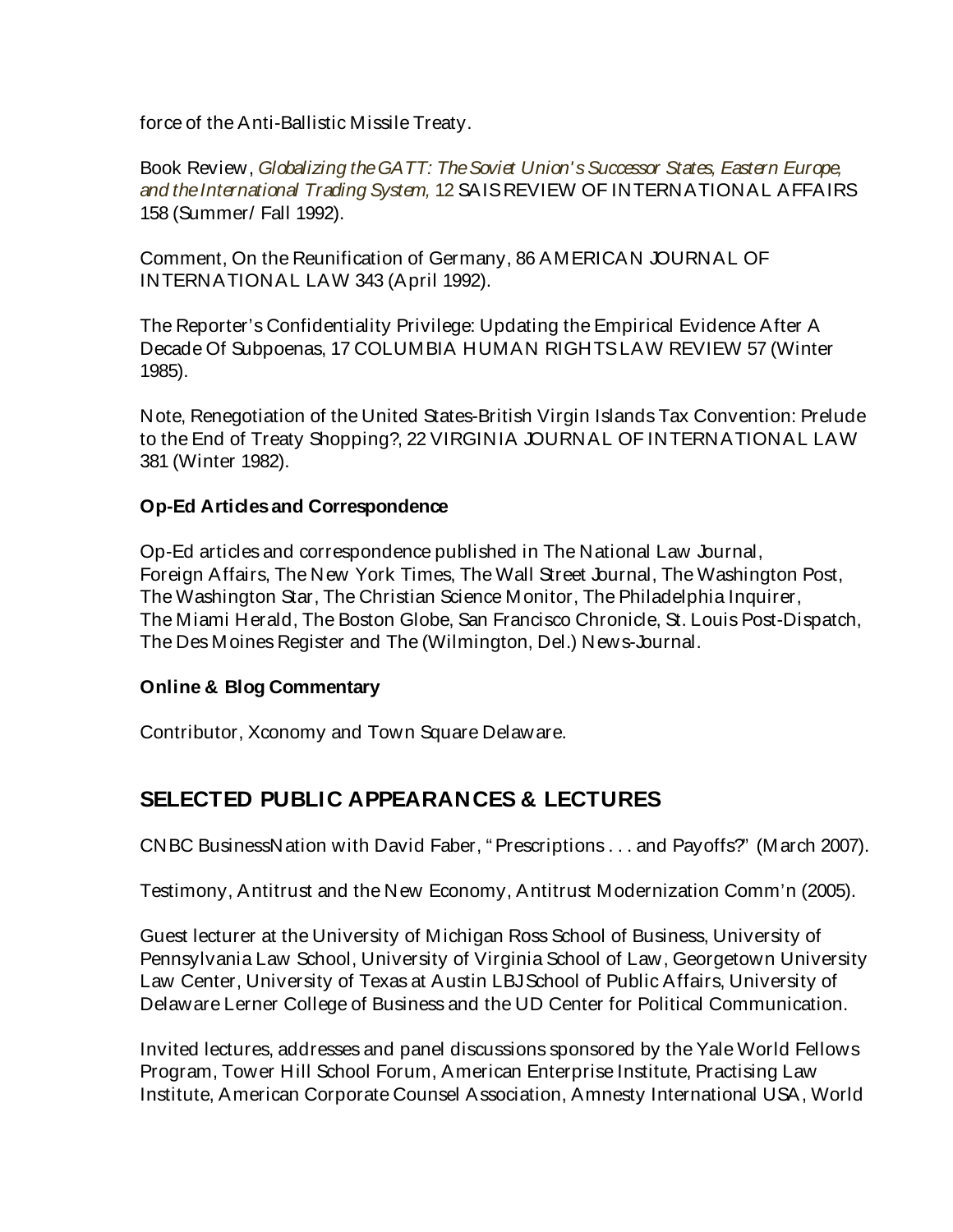force of the Anti-Ballistic Missile Treaty.

Book Review, *Globalizing the GATT: The Soviet Union's Successor States, Eastern Europe, and the International Trading System,* 12 SAIS REVIEW OF INTERNATIONAL AFFAIRS 158 (Summer/ Fall 1992).

Comment, On the Reunification of Germany, 86 AMERICAN JOURNAL OF INTERNATIONAL LAW 343 (April 1992).

The Reporter's Confidentiality Privilege: Updating the Empirical Evidence After A Decade Of Subpoenas, 17 COLUMBIA HUMAN RIGHTS LAW REVIEW 57 (Winter 1985).

Note, Renegotiation of the United States-British Virgin Islands Tax Convention: Prelude to the End of Treaty Shopping?, 22 VIRGINIA JOURNAL OF INTERNATIONAL LAW 381 (Winter 1982).

**Op-Ed Articles and Correspondence**

Op-Ed articles and correspondence published in The National Law Journal, Foreign Affairs, The New York Times, The Wall Street Journal, The Washington Post, The Washington Star, The Christian Science Monitor, The Philadelphia Inquirer, The Miami Herald, The Boston Globe, San Francisco Chronicle, St. Louis Post-Dispatch, The Des Moines Register and The (Wilmington, Del.) News-Journal.

**Online & Blog Commentary**

Contributor, Xconomy and Town Square Delaware.

## SELECTED PUBLIC APPEARANCES & LECTURES

CNBC BusinessNation with David Faber, "Prescriptions . . . and Payoffs?" (March 2007).

Testimony, Antitrust and the New Economy, Antitrust Modernization Comm'n (2005).

Guest lecturer at the University of Michigan Ross School of Business, University of Pennsylvania Law School, University of Virginia School of Law, Georgetown University Law Center, University of Texas at Austin LBJ School of Public Affairs, University of Delaware Lerner College of Business and the UD Center for Political Communication.

Invited lectures, addresses and panel discussions sponsored by the Yale World Fellows Program, Tower Hill School Forum, American Enterprise Institute, Practising Law Institute, American Corporate Counsel Association, Amnesty International USA, World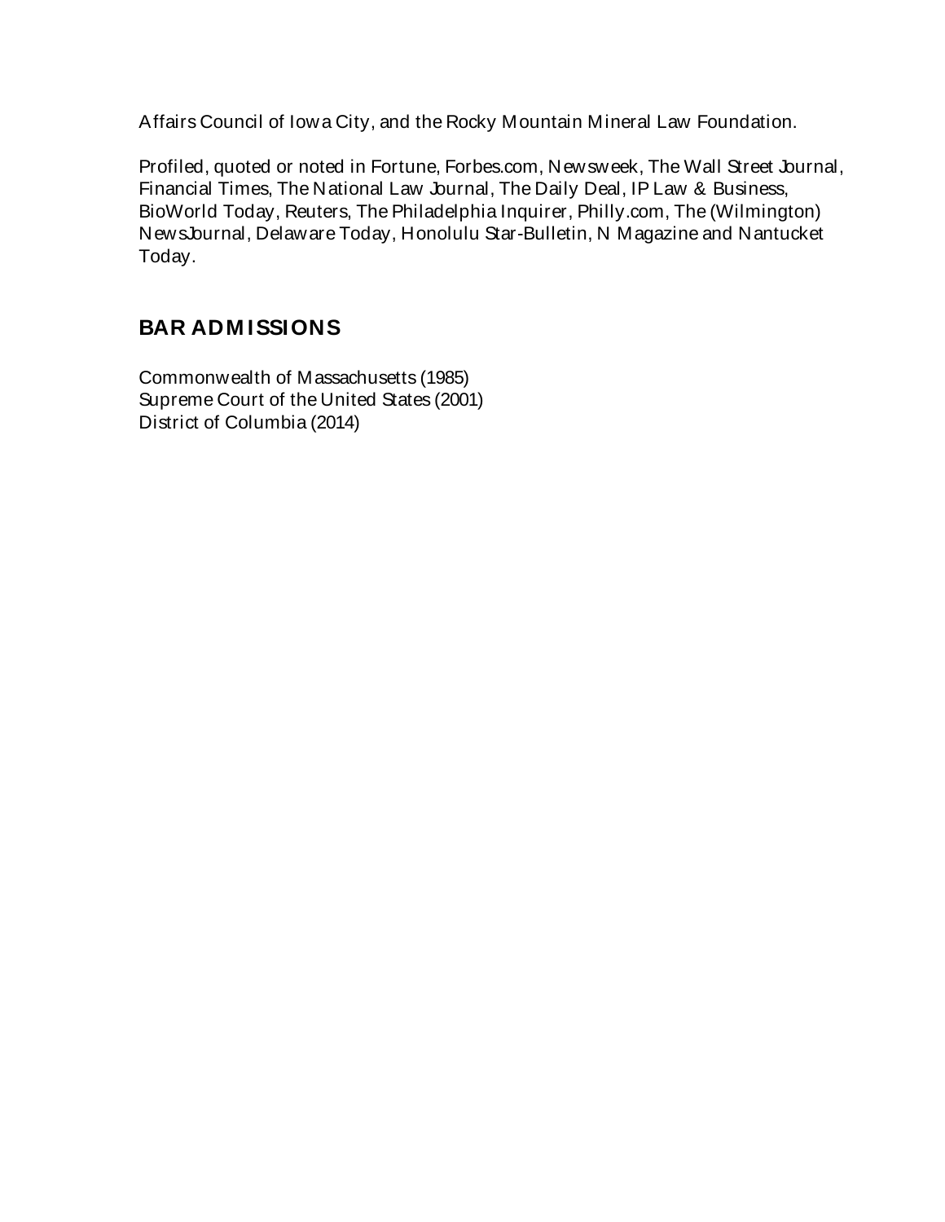Affairs Council of Iowa City, and the Rocky Mountain Mineral Law Foundation.

Profiled, quoted or noted in Fortune, Forbes.com, Newsweek, The Wall Street Journal, Financial Times, The National Law Journal, The Daily Deal, IP Law & Business, BioWorld Today, Reuters, The Philadelphia Inquirer, Philly.com, The (Wilmington) NewsJournal, Delaware Today, Honolulu Star-Bulletin, N Magazine and Nantucket Today.

## BAR ADMISSIONS

Commonwealth of Massachusetts (1985)
Supreme Court of the United States (2001)
District of Columbia (2014)